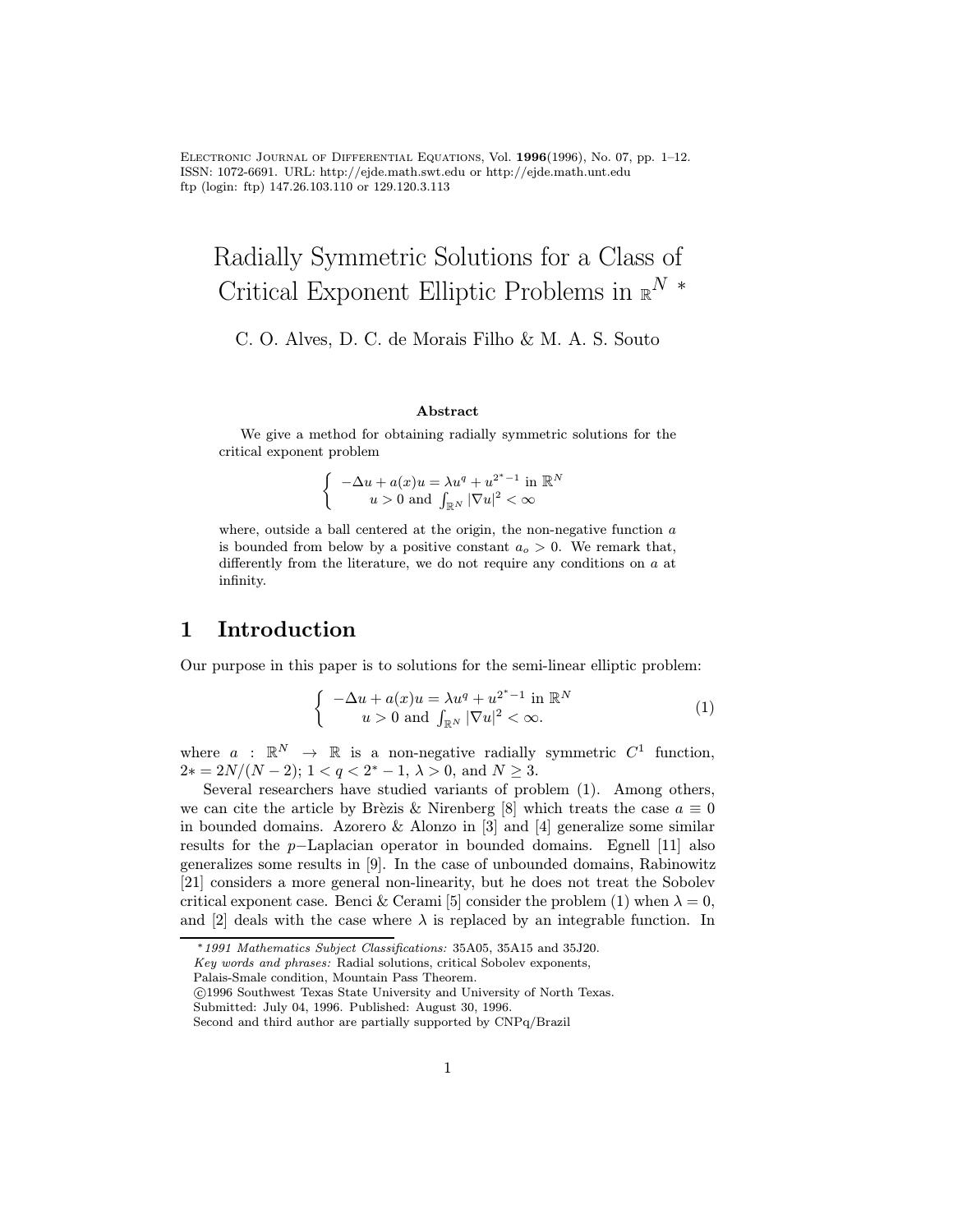# Radially Symmetric Solutions for a Class of Critical Exponent Elliptic Problems in $\mathbb{R}^N$ *

C. O. Alves, D. C. de Morais Filho & M. A. S. Souto

### Abstract

We give a method for obtaining radially symmetric solutions for the critical exponent problem

$$\begin{cases} -\Delta u + a(x)u = \lambda u^q + u^{2^*-1} \text{ in } \mathbb{R}^N \\ u > 0 \text{ and } \int_{\mathbb{R}^N} |\nabla u|^2 < \infty \end{cases}$$

where, outside a ball centered at the origin, the non-negative function $a$ is bounded from below by a positive constant $a_o > 0$. We remark that, differently from the literature, we do not require any conditions on $a$ at infinity.

## 1 Introduction

Our purpose in this paper is to solutions for the semi-linear elliptic problem:

$$\begin{cases} -\Delta u + a(x)u = \lambda u^q + u^{2^*-1} \text{ in } \mathbb{R}^N \\ u > 0 \text{ and } \int_{\mathbb{R}^N} |\nabla u|^2 < \infty. \end{cases} \tag{1}$$

where $a : \mathbb{R}^N \to \mathbb{R}$ is a non-negative radially symmetric $C^1$ function, $2* = 2N/(N-2)$; $1 < q < 2^* - 1$, $\lambda > 0$, and $N \geq 3$.

Several researchers have studied variants of problem (1). Among others, we can cite the article by Brèzis & Nirenberg [8] which treats the case $a \equiv 0$ in bounded domains. Azorero & Alonzo in [3] and [4] generalize some similar results for the $p-$Laplacian operator in bounded domains. Egnell [11] also generalizes some results in [9]. In the case of unbounded domains, Rabinowitz [21] considers a more general non-linearity, but he does not treat the Sobolev critical exponent case. Benci & Cerami [5] consider the problem (1) when $\lambda = 0$, and [2] deals with the case where $\lambda$ is replaced by an integrable function. In

---

*1991 Mathematics Subject Classifications:* 35A05, 35A15 and 35J20.
*Key words and phrases:* Radial solutions, critical Sobolev exponents, Palais-Smale condition, Mountain Pass Theorem.
©1996 Southwest Texas State University and University of North Texas.
Submitted: July 04, 1996. Published: August 30, 1996.
Second and third author are partially supported by CNPq/Brazil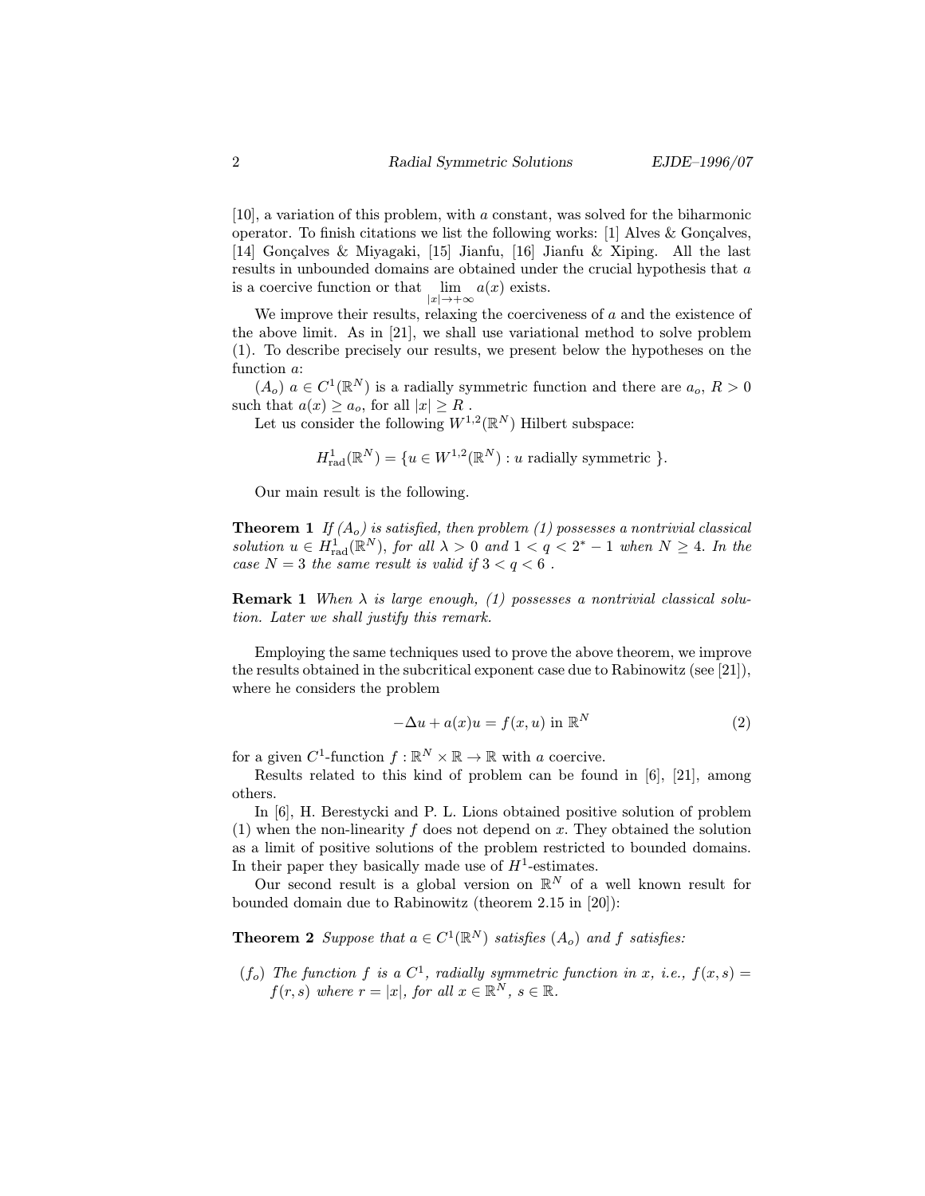[10], a variation of this problem, with $a$ constant, was solved for the biharmonic operator. To finish citations we list the following works: [1] Alves & Gonçalves, [14] Gonçalves & Miyagaki, [15] Jianfu, [16] Jianfu & Xiping. All the last results in unbounded domains are obtained under the crucial hypothesis that $a$ is a coercive function or that $\lim_{|x|\to+\infty} a(x)$ exists.

We improve their results, relaxing the coerciveness of $a$ and the existence of the above limit. As in [21], we shall use variational method to solve problem (1). To describe precisely our results, we present below the hypotheses on the function $a$:

$(A_o)$ $a \in C^1(\mathbb{R}^N)$ is a radially symmetric function and there are $a_o$, $R > 0$ such that $a(x) \geq a_o$, for all $|x| \geq R$ .

Let us consider the following $W^{1,2}(\mathbb{R}^N)$ Hilbert subspace:

$$H^1_{\mathrm{rad}}(\mathbb{R}^N) = \{u \in W^{1,2}(\mathbb{R}^N) : u \text{ radially symmetric } \}.$$

Our main result is the following.

**Theorem 1** *If $(A_o)$ is satisfied, then problem (1) possesses a nontrivial classical solution $u \in H^1_{\mathrm{rad}}(\mathbb{R}^N)$, for all $\lambda > 0$ and $1 < q < 2^* - 1$ when $N \geq 4$. In the case $N = 3$ the same result is valid if $3 < q < 6$ .*

**Remark 1** *When $\lambda$ is large enough, (1) possesses a nontrivial classical solution. Later we shall justify this remark.*

Employing the same techniques used to prove the above theorem, we improve the results obtained in the subcritical exponent case due to Rabinowitz (see [21]), where he considers the problem

$$-\Delta u + a(x)u = f(x, u) \text{ in } \mathbb{R}^N \tag{2}$$

for a given $C^1$-function $f : \mathbb{R}^N \times \mathbb{R} \to \mathbb{R}$ with $a$ coercive.

Results related to this kind of problem can be found in [6], [21], among others.

In [6], H. Berestycki and P. L. Lions obtained positive solution of problem (1) when the non-linearity $f$ does not depend on $x$. They obtained the solution as a limit of positive solutions of the problem restricted to bounded domains. In their paper they basically made use of $H^1$-estimates.

Our second result is a global version on $\mathbb{R}^N$ of a well known result for bounded domain due to Rabinowitz (theorem 2.15 in [20]):

**Theorem 2** *Suppose that $a \in C^1(\mathbb{R}^N)$ satisfies $(A_o)$ and $f$ satisfies:*

- $(f_o)$ *The function $f$ is a $C^1$, radially symmetric function in $x$, i.e., $f(x, s) = f(r, s)$ where $r = |x|$, for all $x \in \mathbb{R}^N$, $s \in \mathbb{R}$.*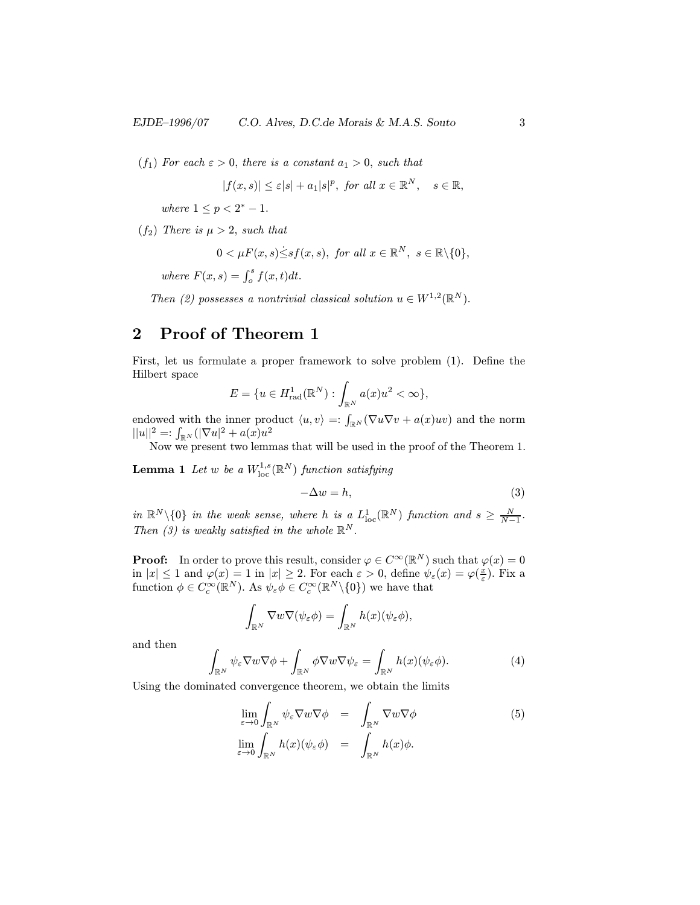$(f_1)$ *For each $\varepsilon > 0$, there is a constant $a_1 > 0$, such that*

$$|f(x,s)| \leq \varepsilon|s| + a_1|s|^p, \text{ for all } x \in \mathbb{R}^N, \quad s \in \mathbb{R},$$

*where $1 \leq p < 2^* - 1$.*

$(f_2)$ *There is $\mu > 2$, such that*

$$0 < \mu F(x,s) \dot{\leq} s f(x,s), \text{ for all } x \in \mathbb{R}^N, \; s \in \mathbb{R}\backslash\{0\},$$

*where $F(x,s) = \int_o^s f(x,t)dt$.*

*Then (2) possesses a nontrivial classical solution $u \in W^{1,2}(\mathbb{R}^N)$.*

## 2 Proof of Theorem 1

First, let us formulate a proper framework to solve problem (1). Define the Hilbert space

$$E = \{u \in H^1_{\text{rad}}(\mathbb{R}^N) : \int_{\mathbb{R}^N} a(x)u^2 < \infty\},$$

endowed with the inner product $\langle u, v\rangle =: \int_{\mathbb{R}^N}(\nabla u \nabla v + a(x)uv)$ and the norm $||u||^2 =: \int_{\mathbb{R}^N}(|\nabla u|^2 + a(x)u^2$

Now we present two lemmas that will be used in the proof of the Theorem 1.

**Lemma 1** *Let $w$ be a $W^{1,s}_{\text{loc}}(\mathbb{R}^N)$ function satisfying*

$$-\Delta w = h, \tag{3}$$

*in $\mathbb{R}^N\backslash\{0\}$ in the weak sense, where $h$ is a $L^1_{\text{loc}}(\mathbb{R}^N)$ function and $s \geq \frac{N}{N-1}$. Then (3) is weakly satisfied in the whole $\mathbb{R}^N$.*

**Proof:** In order to prove this result, consider $\varphi \in C^\infty(\mathbb{R}^N)$ such that $\varphi(x) = 0$ in $|x| \leq 1$ and $\varphi(x) = 1$ in $|x| \geq 2$. For each $\varepsilon > 0$, define $\psi_\varepsilon(x) = \varphi(\frac{x}{\varepsilon})$. Fix a function $\phi \in C^\infty_c(\mathbb{R}^N)$. As $\psi_\varepsilon\phi \in C^\infty_c(\mathbb{R}^N\backslash\{0\})$ we have that

$$\int_{\mathbb{R}^N} \nabla w \nabla(\psi_\varepsilon \phi) = \int_{\mathbb{R}^N} h(x)(\psi_\varepsilon\phi),$$

and then

$$\int_{\mathbb{R}^N} \psi_\varepsilon \nabla w \nabla \phi + \int_{\mathbb{R}^N} \phi \nabla w \nabla \psi_\varepsilon = \int_{\mathbb{R}^N} h(x)(\psi_\varepsilon\phi). \tag{4}$$

Using the dominated convergence theorem, we obtain the limits

$$\begin{aligned} \lim_{\varepsilon\to 0} \int_{\mathbb{R}^N} \psi_\varepsilon \nabla w \nabla \phi &= \int_{\mathbb{R}^N} \nabla w \nabla \phi \\ \lim_{\varepsilon\to 0} \int_{\mathbb{R}^N} h(x)(\psi_\varepsilon \phi) &= \int_{\mathbb{R}^N} h(x)\phi. \end{aligned} \tag{5}$$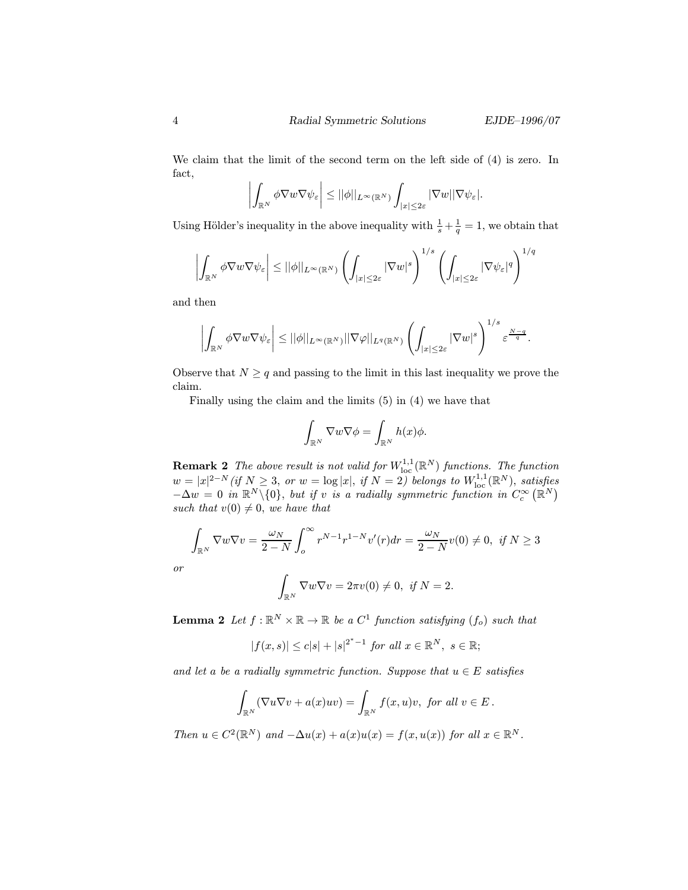We claim that the limit of the second term on the left side of (4) is zero. In fact,

$$\left| \int_{\mathbb{R}^N} \phi \nabla w \nabla \psi_\varepsilon \right| \leq ||\phi||_{L^\infty(\mathbb{R}^N)} \int_{|x|\leq 2\varepsilon} |\nabla w||\nabla \psi_\varepsilon|.$$

Using Hölder's inequality in the above inequality with $\frac{1}{s}+\frac{1}{q}=1$, we obtain that

$$\left| \int_{\mathbb{R}^N} \phi \nabla w \nabla \psi_\varepsilon \right| \leq ||\phi||_{L^\infty(\mathbb{R}^N)} \left( \int_{|x|\leq 2\varepsilon} |\nabla w|^s \right)^{1/s} \left( \int_{|x|\leq 2\varepsilon} |\nabla \psi_\varepsilon|^q \right)^{1/q}$$

and then

$$\left| \int_{\mathbb{R}^N} \phi \nabla w \nabla \psi_\varepsilon \right| \leq ||\phi||_{L^\infty(\mathbb{R}^N)} ||\nabla \varphi||_{L^q(\mathbb{R}^N)} \left( \int_{|x|\leq 2\varepsilon} |\nabla w|^s \right)^{1/s} \varepsilon^{\frac{N-q}{q}}.$$

Observe that $N \geq q$ and passing to the limit in this last inequality we prove the claim.

Finally using the claim and the limits (5) in (4) we have that

$$\int_{\mathbb{R}^N} \nabla w \nabla \phi = \int_{\mathbb{R}^N} h(x)\phi.$$

**Remark 2** *The above result is not valid for $W^{1,1}_{\rm loc}(\mathbb{R}^N)$ functions. The function $w=|x|^{2-N}$ (if $N \geq 3$, or $w=\log|x|$, if $N=2$) belongs to $W^{1,1}_{\rm loc}(\mathbb{R}^N)$, satisfies $-\Delta w = 0$ in $\mathbb{R}^N \backslash \{0\}$, but if $v$ is a radially symmetric function in $C^\infty_c(\mathbb{R}^N)$ such that $v(0)\neq 0$, we have that*

$$\int_{\mathbb{R}^N} \nabla w \nabla v = \frac{\omega_N}{2-N} \int_o^\infty r^{N-1} r^{1-N} v'(r)dr = \frac{\omega_N}{2-N} v(0) \neq 0, \text{ if } N \geq 3$$

*or*

$$\int_{\mathbb{R}^N} \nabla w \nabla v = 2\pi v(0) \neq 0, \text{ if } N=2.$$

**Lemma 2** *Let $f : \mathbb{R}^N \times \mathbb{R} \to \mathbb{R}$ be a $C^1$ function satisfying $(f_o)$ such that*

$$|f(x,s)| \leq c|s| + |s|^{2^*-1} \text{ for all } x \in \mathbb{R}^N, \ s \in \mathbb{R};$$

*and let $a$ be a radially symmetric function. Suppose that $u \in E$ satisfies*

$$\int_{\mathbb{R}^N} (\nabla u \nabla v + a(x)uv) = \int_{\mathbb{R}^N} f(x,u)v, \text{ for all } v \in E\,.$$

*Then $u \in C^2(\mathbb{R}^N)$ and $-\Delta u(x) + a(x)u(x) = f(x,u(x))$ for all $x \in \mathbb{R}^N$.*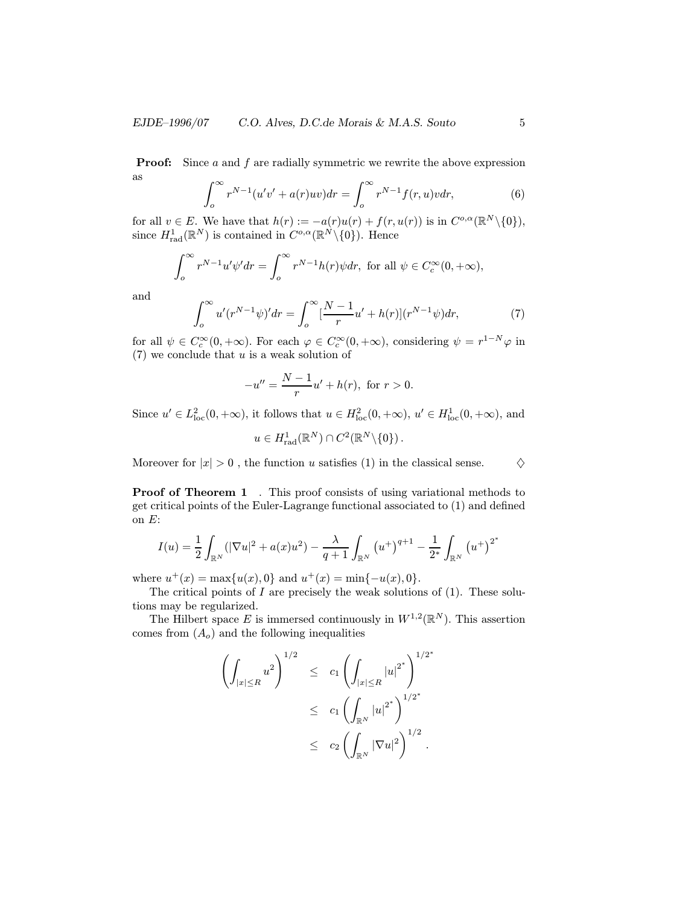**Proof:** Since $a$ and $f$ are radially symmetric we rewrite the above expression as

$$\int_o^\infty r^{N-1}(u'v' + a(r)uv)dr = \int_o^\infty r^{N-1} f(r,u)v dr, \tag{6}$$

for all $v \in E$. We have that $h(r) := -a(r)u(r) + f(r,u(r))$ is in $C^{o,\alpha}(\mathbb{R}^N\backslash\{0\})$, since $H^1_{\rm rad}(\mathbb{R}^N)$ is contained in $C^{o,\alpha}(\mathbb{R}^N\backslash\{0\})$. Hence

$$\int_o^\infty r^{N-1}u'\psi' dr = \int_o^\infty r^{N-1}h(r)\psi dr, \text{ for all } \psi \in C_c^\infty(0,+\infty),$$

and

$$\int_o^\infty u'(r^{N-1}\psi)'dr = \int_o^\infty [\frac{N-1}{r}u' + h(r)](r^{N-1}\psi)dr, \tag{7}$$

for all $\psi \in C_c^\infty(0,+\infty)$. For each $\varphi \in C_c^\infty(0,+\infty)$, considering $\psi = r^{1-N}\varphi$ in (7) we conclude that $u$ is a weak solution of

$$-u'' = \frac{N-1}{r}u' + h(r), \text{ for } r > 0.$$

Since $u' \in L^2_{\rm loc}(0,+\infty)$, it follows that $u \in H^2_{\rm loc}(0,+\infty)$, $u' \in H^1_{\rm loc}(0,+\infty)$, and

$$u \in H^1_{\rm rad}(\mathbb{R}^N) \cap C^2(\mathbb{R}^N\backslash\{0\}).$$

Moreover for $|x| > 0$ , the function $u$ satisfies (1) in the classical sense. $\diamondsuit$

**Proof of Theorem 1** . This proof consists of using variational methods to get critical points of the Euler-Lagrange functional associated to (1) and defined on $E$:

$$I(u) = \frac{1}{2}\int_{\mathbb{R}^N}(|\nabla u|^2 + a(x)u^2) - \frac{\lambda}{q+1}\int_{\mathbb{R}^N}\left(u^+\right)^{q+1} - \frac{1}{2^*}\int_{\mathbb{R}^N}\left(u^+\right)^{2^*}$$

where $u^+(x) = \max\{u(x),0\}$ and $u^+(x) = \min\{-u(x),0\}$.

The critical points of $I$ are precisely the weak solutions of (1). These solutions may be regularized.

The Hilbert space $E$ is immersed continuously in $W^{1,2}(\mathbb{R}^N)$. This assertion comes from $(A_o)$ and the following inequalities

$$\begin{aligned}\left(\int_{|x|\leq R} u^2\right)^{1/2} &\leq c_1\left(\int_{|x|\leq R}|u|^{2^*}\right)^{1/2^*} \\ &\leq c_1\left(\int_{\mathbb{R}^N}|u|^{2^*}\right)^{1/2^*} \\ &\leq c_2\left(\int_{\mathbb{R}^N}|\nabla u|^2\right)^{1/2}.\end{aligned}$$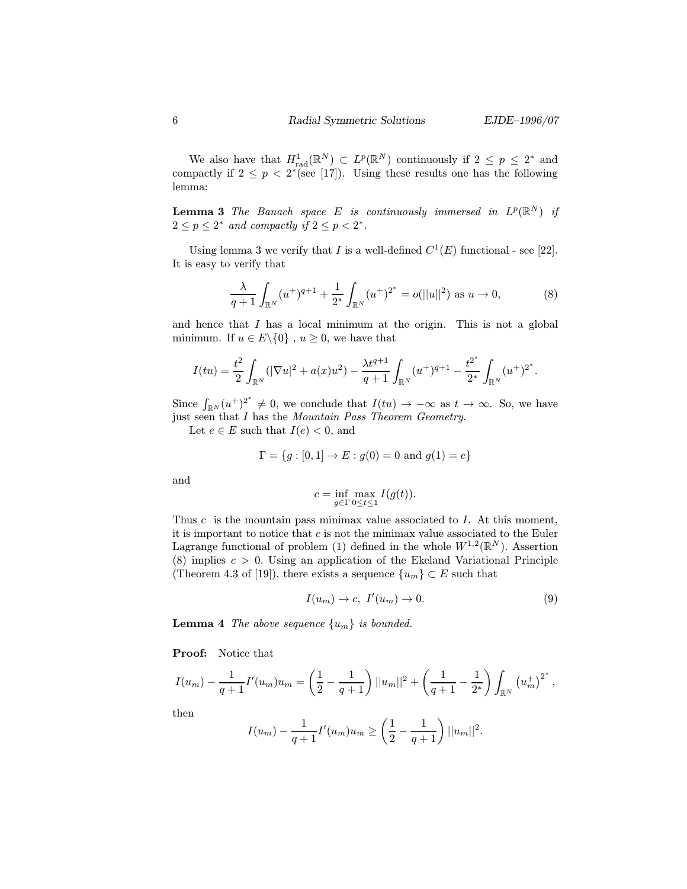We also have that $H^1_{\rm rad}(\mathbb{R}^N) \subset L^p(\mathbb{R}^N)$ continuously if $2 \le p \le 2^*$ and compactly if $2 \le p < 2^*$(see [17]). Using these results one has the following lemma:

**Lemma 3** *The Banach space $E$ is continuously immersed in $L^p(\mathbb{R}^N)$ if $2 \le p \le 2^*$ and compactly if $2 \le p < 2^*$.*

Using lemma 3 we verify that $I$ is a well-defined $C^1(E)$ functional - see [22]. It is easy to verify that

$$\frac{\lambda}{q+1}\int_{\mathbb{R}^N}(u^+)^{q+1} + \frac{1}{2^*}\int_{\mathbb{R}^N}(u^+)^{2^*} = o(||u||^2) \text{ as } u \to 0, \tag{8}$$

and hence that $I$ has a local minimum at the origin. This is not a global minimum. If $u \in E\backslash\{0\}$ , $u \ge 0$, we have that

$$I(tu) = \frac{t^2}{2}\int_{\mathbb{R}^N}(|\nabla u|^2 + a(x)u^2) - \frac{\lambda t^{q+1}}{q+1}\int_{\mathbb{R}^N}(u^+)^{q+1} - \frac{t^{2^*}}{2^*}\int_{\mathbb{R}^N}(u^+)^{2^*}.$$

Since $\int_{\mathbb{R}^N}(u^+)^{2^*} \neq 0$, we conclude that $I(tu) \to -\infty$ as $t \to \infty$. So, we have just seen that $I$ has the *Mountain Pass Theorem Geometry*.

Let $e \in E$ such that $I(e) < 0$, and

$$\Gamma = \{g : [0,1] \to E : g(0) = 0 \text{ and } g(1) = e\}$$

and

$$c = \inf_{g\in\Gamma}\max_{0\le t\le 1} I(g(t)).$$

Thus $c$ is the mountain pass minimax value associated to $I$. At this moment, it is important to notice that $c$ is not the minimax value associated to the Euler Lagrange functional of problem (1) defined in the whole $W^{1,2}(\mathbb{R}^N)$. Assertion (8) implies $c > 0$. Using an application of the Ekeland Variational Principle (Theorem 4.3 of [19]), there exists a sequence $\{u_m\} \subset E$ such that

$$I(u_m) \to c,\ I'(u_m) \to 0. \tag{9}$$

**Lemma 4** *The above sequence $\{u_m\}$ is bounded.*

**Proof:** Notice that

$$I(u_m) - \frac{1}{q+1}I'(u_m)u_m = \left(\frac{1}{2} - \frac{1}{q+1}\right)||u_m||^2 + \left(\frac{1}{q+1} - \frac{1}{2^*}\right)\int_{\mathbb{R}^N}\left(u_m^+\right)^{2^*},$$

then

$$I(u_m) - \frac{1}{q+1}I'(u_m)u_m \ge \left(\frac{1}{2} - \frac{1}{q+1}\right)||u_m||^2.$$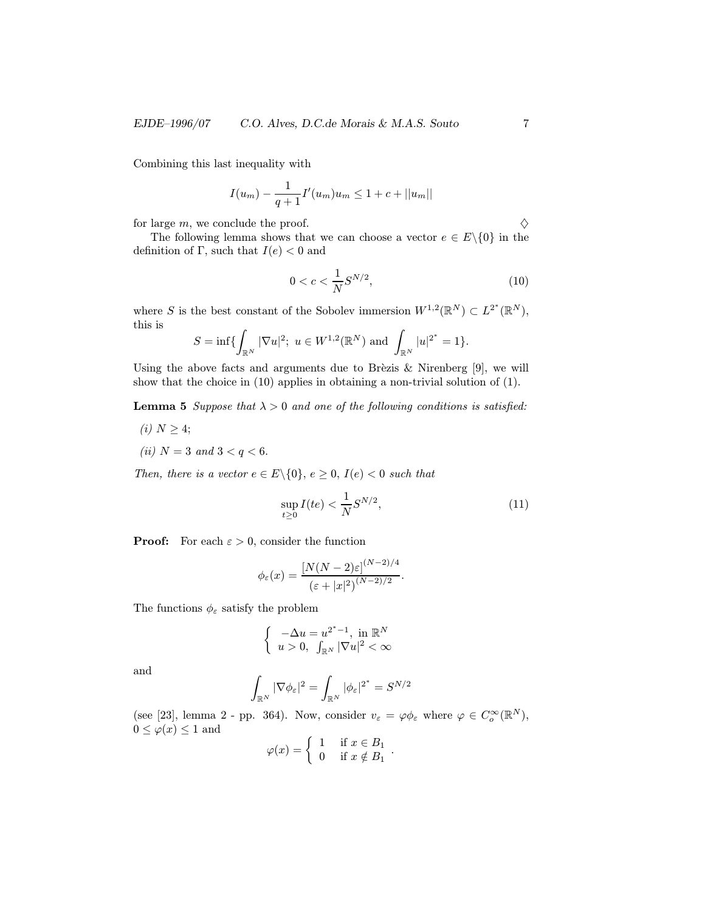Combining this last inequality with

$$I(u_m) - \frac{1}{q+1} I'(u_m) u_m \leq 1 + c + ||u_m||$$

for large $m$, we conclude the proof. $\diamondsuit$

The following lemma shows that we can choose a vector $e \in E \backslash \{0\}$ in the definition of $\Gamma$, such that $I(e) < 0$ and

$$0 < c < \frac{1}{N} S^{N/2}, \tag{10}$$

where $S$ is the best constant of the Sobolev immersion $W^{1,2}(\mathbb{R}^N) \subset L^{2^*}(\mathbb{R}^N)$, this is

$$S = \inf\{ \int_{\mathbb{R}^N} |\nabla u|^2;\ u \in W^{1,2}(\mathbb{R}^N) \text{ and } \int_{\mathbb{R}^N} |u|^{2^*} = 1 \}.$$

Using the above facts and arguments due to Brèzis & Nirenberg [9], we will show that the choice in (10) applies in obtaining a non-trivial solution of (1).

**Lemma 5** *Suppose that $\lambda > 0$ and one of the following conditions is satisfied:*

*(i) $N \geq 4$;*

*(ii) $N = 3$ and $3 < q < 6$.*

*Then, there is a vector $e \in E \backslash \{0\}$, $e \geq 0$, $I(e) < 0$ such that*

$$\sup_{t \geq 0} I(te) < \frac{1}{N} S^{N/2}, \tag{11}$$

**Proof:** For each $\varepsilon > 0$, consider the function

$$\phi_\varepsilon(x) = \frac{[N(N-2)\varepsilon]^{(N-2)/4}}{(\varepsilon + |x|^2)^{(N-2)/2}}.$$

The functions $\phi_\varepsilon$ satisfy the problem

$$\begin{cases} -\Delta u = u^{2^*-1}, \text{ in } \mathbb{R}^N \\ u > 0,\ \int_{\mathbb{R}^N} |\nabla u|^2 < \infty \end{cases}$$

and

$$\int_{\mathbb{R}^N} |\nabla \phi_\varepsilon|^2 = \int_{\mathbb{R}^N} |\phi_\varepsilon|^{2^*} = S^{N/2}$$

(see [23], lemma 2 - pp. 364). Now, consider $v_\varepsilon = \varphi \phi_\varepsilon$ where $\varphi \in C_o^\infty(\mathbb{R}^N)$, $0 \leq \varphi(x) \leq 1$ and

$$\varphi(x) = \begin{cases} 1 & \text{if } x \in B_1 \\ 0 & \text{if } x \notin B_1 \end{cases}.$$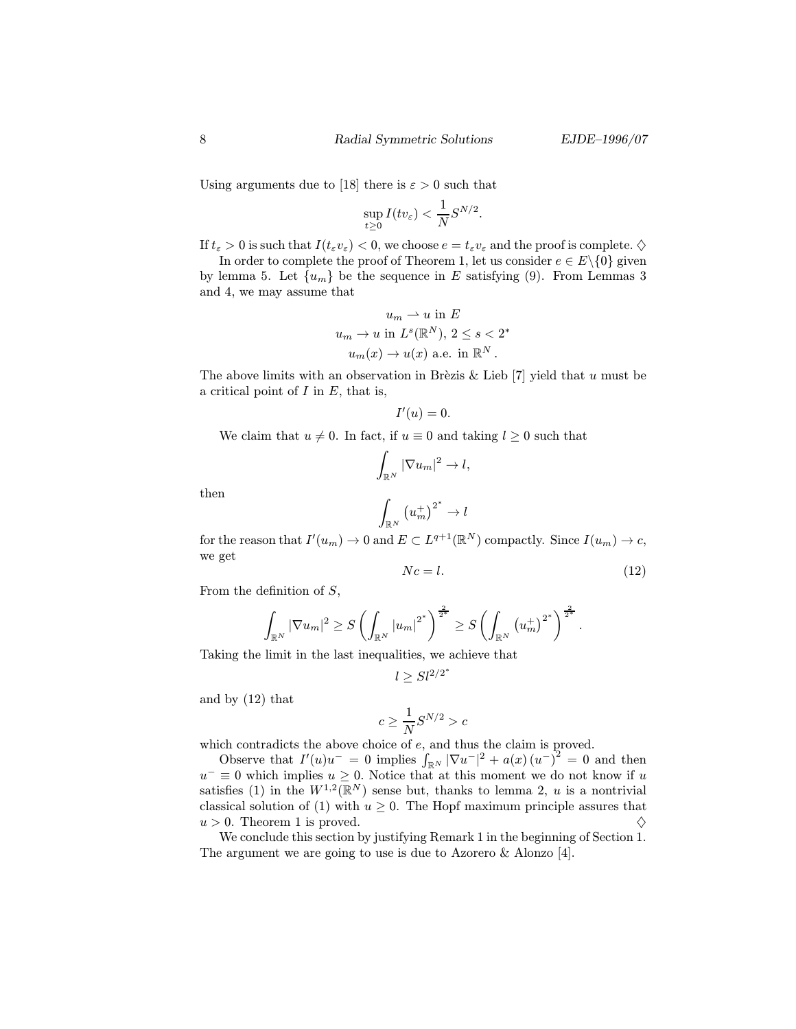Using arguments due to [18] there is $\varepsilon > 0$ such that

$$\sup_{t\geq 0} I(tv_\varepsilon) < \frac{1}{N} S^{N/2}.$$

If $t_\varepsilon > 0$ is such that $I(t_\varepsilon v_\varepsilon) < 0$, we choose $e = t_\varepsilon v_\varepsilon$ and the proof is complete. $\diamondsuit$

In order to complete the proof of Theorem 1, let us consider $e \in E\backslash\{0\}$ given by lemma 5. Let $\{u_m\}$ be the sequence in $E$ satisfying (9). From Lemmas 3 and 4, we may assume that

$$\begin{gathered} u_m \rightharpoonup u \text{ in } E \\ u_m \to u \text{ in } L^s(\mathbb{R}^N),\ 2 \leq s < 2^* \\ u_m(x) \to u(x) \text{ a.e. in } \mathbb{R}^N . \end{gathered}$$

The above limits with an observation in Brèzis & Lieb [7] yield that $u$ must be a critical point of $I$ in $E$, that is,

$$I'(u) = 0.$$

We claim that $u \neq 0$. In fact, if $u \equiv 0$ and taking $l \geq 0$ such that

$$\int_{\mathbb{R}^N} |\nabla u_m|^2 \to l,$$

then

$$\int_{\mathbb{R}^N} \left(u_m^+\right)^{2^*} \to l$$

for the reason that $I'(u_m) \to 0$ and $E \subset L^{q+1}(\mathbb{R}^N)$ compactly. Since $I(u_m) \to c$, we get

$$Nc = l. \tag{12}$$

From the definition of $S$,

$$\int_{\mathbb{R}^N} |\nabla u_m|^2 \geq S \left( \int_{\mathbb{R}^N} |u_m|^{2^*} \right)^{\frac{2}{2^*}} \geq S \left( \int_{\mathbb{R}^N} \left(u_m^+\right)^{2^*} \right)^{\frac{2}{2^*}} .$$

Taking the limit in the last inequalities, we achieve that

$$l \geq S l^{2/2^*}$$

and by (12) that

$$c \geq \frac{1}{N} S^{N/2} > c$$

which contradicts the above choice of $e$, and thus the claim is proved.

Observe that $I'(u)u^- = 0$ implies $\int_{\mathbb{R}^N} |\nabla u^-|^2 + a(x)\left(u^-\right)^2 = 0$ and then $u^- \equiv 0$ which implies $u \geq 0$. Notice that at this moment we do not know if $u$ satisfies (1) in the $W^{1,2}(\mathbb{R}^N)$ sense but, thanks to lemma 2, $u$ is a nontrivial classical solution of (1) with $u \geq 0$. The Hopf maximum principle assures that $u > 0$. Theorem 1 is proved. $\diamondsuit$

We conclude this section by justifying Remark 1 in the beginning of Section 1. The argument we are going to use is due to Azorero & Alonzo [4].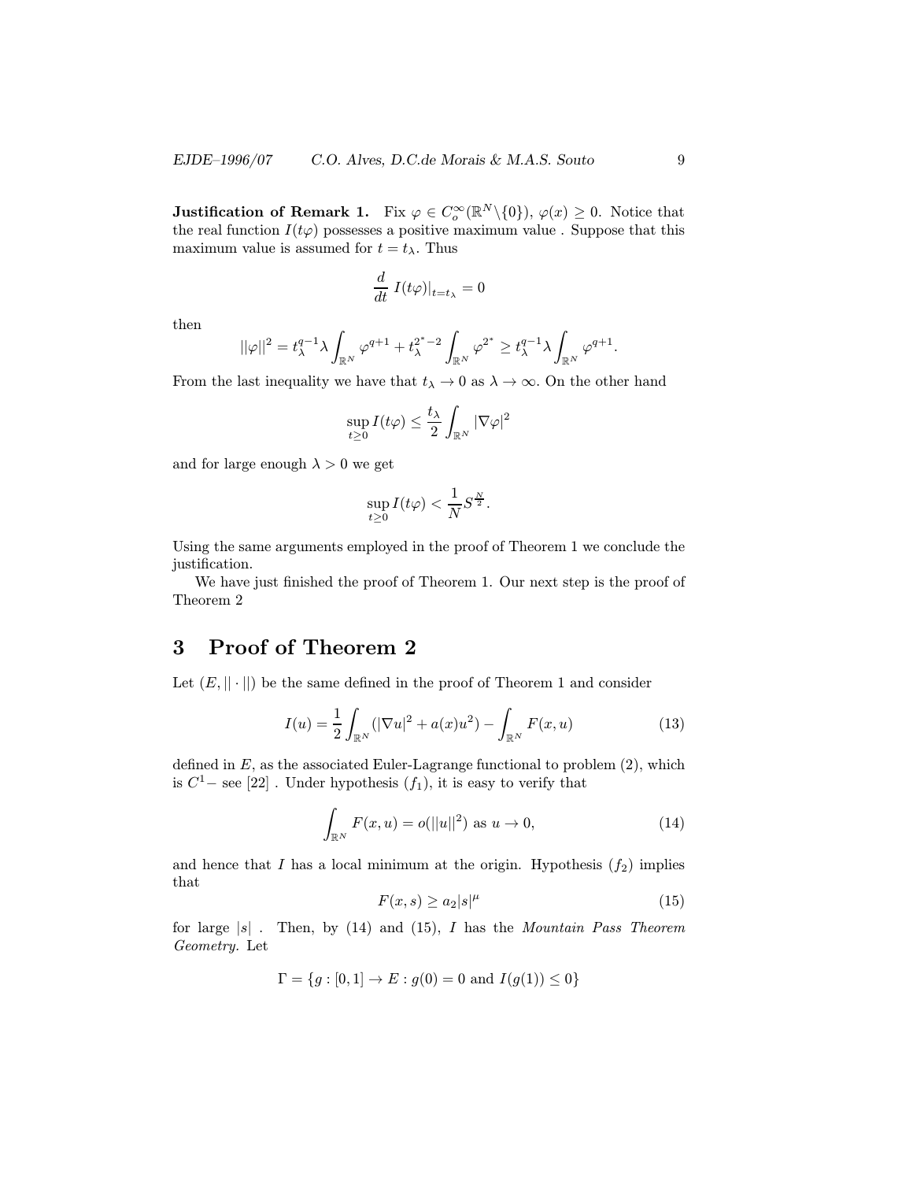**Justification of Remark 1.** Fix $\varphi \in C_o^\infty(\mathbb{R}^N \backslash \{0\})$, $\varphi(x) \geq 0$. Notice that the real function $I(t\varphi)$ possesses a positive maximum value . Suppose that this maximum value is assumed for $t = t_\lambda$. Thus

$$\frac{d}{dt}\, I(t\varphi)|_{t=t_\lambda} = 0$$

then

$$||\varphi||^2 = t_\lambda^{q-1}\lambda \int_{\mathbb{R}^N} \varphi^{q+1} + t_\lambda^{2^*-2}\int_{\mathbb{R}^N} \varphi^{2^*} \geq t_\lambda^{q-1}\lambda \int_{\mathbb{R}^N} \varphi^{q+1}.$$

From the last inequality we have that $t_\lambda \to 0$ as $\lambda \to \infty$. On the other hand

$$\sup_{t\geq 0} I(t\varphi) \leq \frac{t_\lambda}{2}\int_{\mathbb{R}^N} |\nabla \varphi|^2$$

and for large enough $\lambda > 0$ we get

$$\sup_{t\geq 0} I(t\varphi) < \frac{1}{N} S^{\frac{N}{2}}.$$

Using the same arguments employed in the proof of Theorem 1 we conclude the justification.

We have just finished the proof of Theorem 1. Our next step is the proof of Theorem 2

# 3 Proof of Theorem 2

Let $(E, ||\cdot||)$ be the same defined in the proof of Theorem 1 and consider

$$I(u) = \frac{1}{2}\int_{\mathbb{R}^N} (|\nabla u|^2 + a(x)u^2) - \int_{\mathbb{R}^N} F(x,u) \tag{13}$$

defined in $E$, as the associated Euler-Lagrange functional to problem (2), which is $C^1-$ see [22] . Under hypothesis $(f_1)$, it is easy to verify that

$$\int_{\mathbb{R}^N} F(x,u) = o(||u||^2) \text{ as } u \to 0, \tag{14}$$

and hence that $I$ has a local minimum at the origin. Hypothesis $(f_2)$ implies that

$$F(x,s) \geq a_2|s|^\mu \tag{15}$$

for large $|s|$ . Then, by (14) and (15), $I$ has the *Mountain Pass Theorem Geometry*. Let

$$\Gamma = \{g : [0,1] \to E : g(0) = 0 \text{ and } I(g(1)) \leq 0\}$$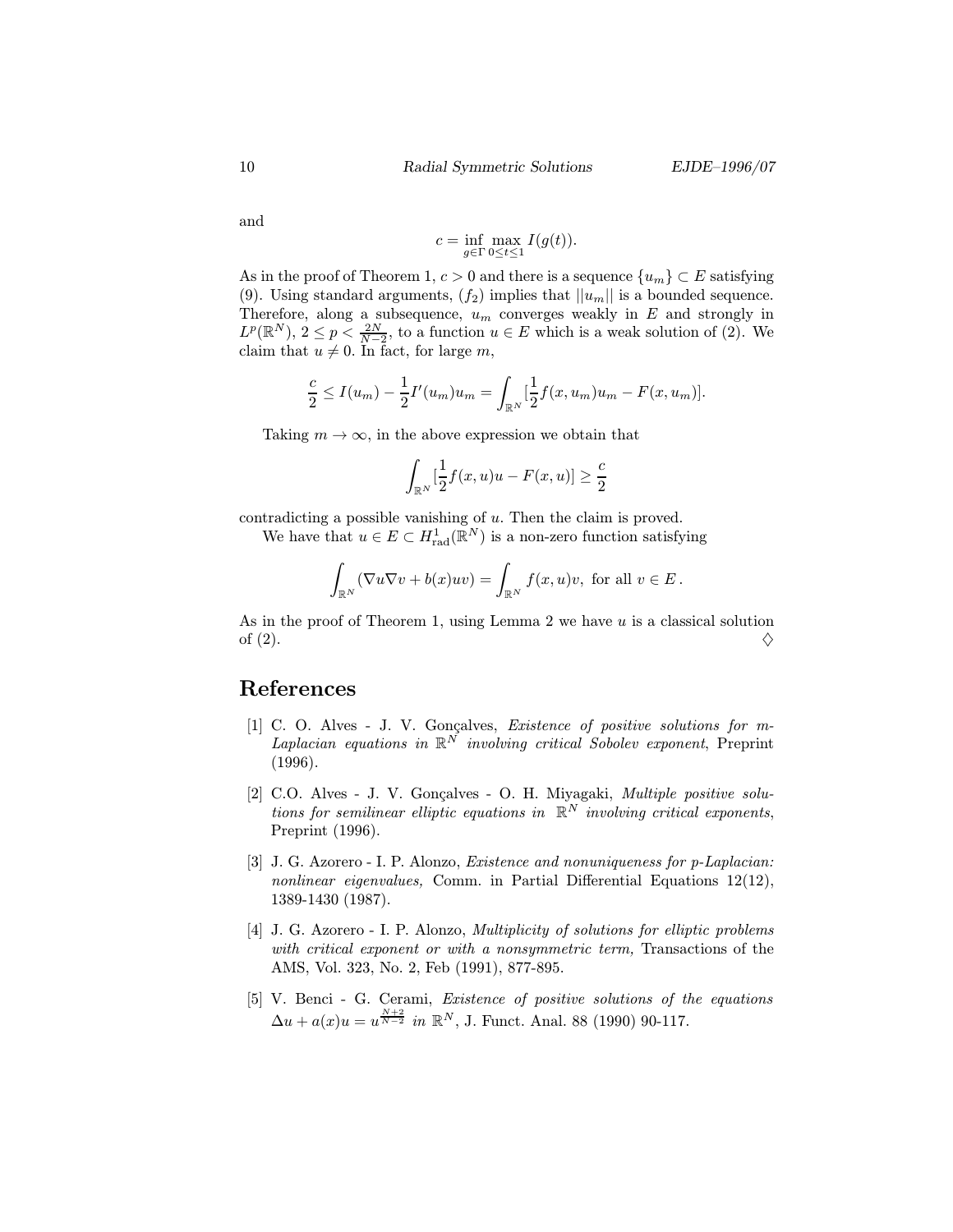and

$$c = \inf_{g \in \Gamma} \max_{0 \leq t \leq 1} I(g(t)).$$

As in the proof of Theorem 1, $c > 0$ and there is a sequence $\{u_m\} \subset E$ satisfying (9). Using standard arguments, $(f_2)$ implies that $||u_m||$ is a bounded sequence. Therefore, along a subsequence, $u_m$ converges weakly in $E$ and strongly in $L^p(\mathbb{R}^N)$, $2 \leq p < \frac{2N}{N-2}$, to a function $u \in E$ which is a weak solution of (2). We claim that $u \neq 0$. In fact, for large $m$,

$$\frac{c}{2} \leq I(u_m) - \frac{1}{2} I'(u_m) u_m = \int_{\mathbb{R}^N} [\frac{1}{2} f(x, u_m) u_m - F(x, u_m)].$$

Taking $m \to \infty$, in the above expression we obtain that

$$\int_{\mathbb{R}^N} [\frac{1}{2} f(x, u) u - F(x, u)] \geq \frac{c}{2}$$

contradicting a possible vanishing of $u$. Then the claim is proved.

We have that $u \in E \subset H^1_{\mathrm{rad}}(\mathbb{R}^N)$ is a non-zero function satisfying

$$\int_{\mathbb{R}^N} (\nabla u \nabla v + b(x) u v) = \int_{\mathbb{R}^N} f(x, u) v, \text{ for all } v \in E\,.$$

As in the proof of Theorem 1, using Lemma 2 we have $u$ is a classical solution of (2). $\diamondsuit$

# References

[1] C. O. Alves - J. V. Gonçalves, *Existence of positive solutions for m-Laplacian equations in $\mathbb{R}^N$ involving critical Sobolev exponent*, Preprint (1996).

[2] C.O. Alves - J. V. Gonçalves - O. H. Miyagaki, *Multiple positive solutions for semilinear elliptic equations in $\mathbb{R}^N$ involving critical exponents*, Preprint (1996).

[3] J. G. Azorero - I. P. Alonzo, *Existence and nonuniqueness for p-Laplacian: nonlinear eigenvalues,* Comm. in Partial Differential Equations 12(12), 1389-1430 (1987).

[4] J. G. Azorero - I. P. Alonzo, *Multiplicity of solutions for elliptic problems with critical exponent or with a nonsymmetric term,* Transactions of the AMS, Vol. 323, No. 2, Feb (1991), 877-895.

[5] V. Benci - G. Cerami, *Existence of positive solutions of the equations $\Delta u + a(x)u = u^{\frac{N+2}{N-2}}$ in $\mathbb{R}^N$*, J. Funct. Anal. 88 (1990) 90-117.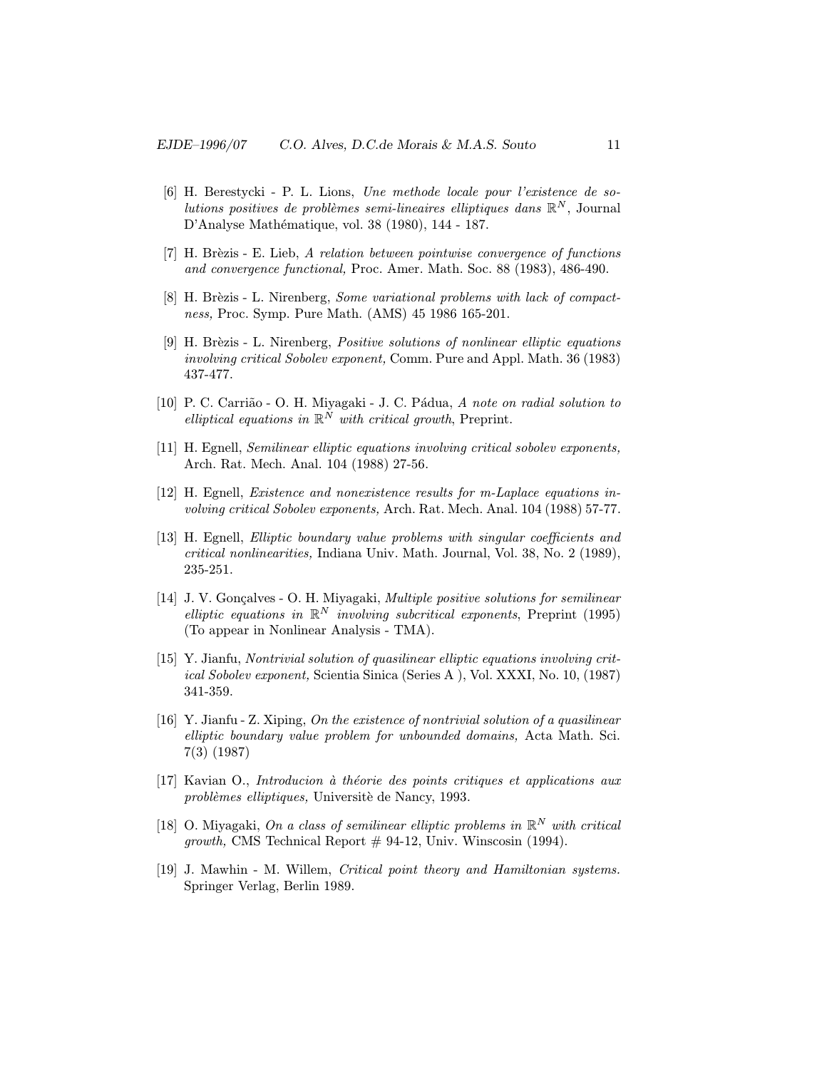[6] H. Berestycki - P. L. Lions, *Une methode locale pour l'existence de solutions positives de problèmes semi-lineaires elliptiques dans* $\mathbb{R}^N$, Journal D'Analyse Mathématique, vol. 38 (1980), 144 - 187.

[7] H. Brèzis - E. Lieb, *A relation between pointwise convergence of functions and convergence functional,* Proc. Amer. Math. Soc. 88 (1983), 486-490.

[8] H. Brèzis - L. Nirenberg, *Some variational problems with lack of compactness,* Proc. Symp. Pure Math. (AMS) 45 1986 165-201.

[9] H. Brèzis - L. Nirenberg, *Positive solutions of nonlinear elliptic equations involving critical Sobolev exponent,* Comm. Pure and Appl. Math. 36 (1983) 437-477.

[10] P. C. Carrião - O. H. Miyagaki - J. C. Pádua, *A note on radial solution to elliptical equations in* $\mathbb{R}^N$ *with critical growth*, Preprint.

[11] H. Egnell, *Semilinear elliptic equations involving critical sobolev exponents,* Arch. Rat. Mech. Anal. 104 (1988) 27-56.

[12] H. Egnell, *Existence and nonexistence results for m-Laplace equations involving critical Sobolev exponents,* Arch. Rat. Mech. Anal. 104 (1988) 57-77.

[13] H. Egnell, *Elliptic boundary value problems with singular coefficients and critical nonlinearities,* Indiana Univ. Math. Journal, Vol. 38, No. 2 (1989), 235-251.

[14] J. V. Gonçalves - O. H. Miyagaki, *Multiple positive solutions for semilinear elliptic equations in* $\mathbb{R}^N$ *involving subcritical exponents*, Preprint (1995) (To appear in Nonlinear Analysis - TMA).

[15] Y. Jianfu, *Nontrivial solution of quasilinear elliptic equations involving critical Sobolev exponent,* Scientia Sinica (Series A ), Vol. XXXI, No. 10, (1987) 341-359.

[16] Y. Jianfu - Z. Xiping, *On the existence of nontrivial solution of a quasilinear elliptic boundary value problem for unbounded domains,* Acta Math. Sci. 7(3) (1987)

[17] Kavian O., *Introducion à théorie des points critiques et applications aux problèmes elliptiques,* Universitè de Nancy, 1993.

[18] O. Miyagaki, *On a class of semilinear elliptic problems in* $\mathbb{R}^N$ *with critical growth,* CMS Technical Report # 94-12, Univ. Winscosin (1994).

[19] J. Mawhin - M. Willem, *Critical point theory and Hamiltonian systems.* Springer Verlag, Berlin 1989.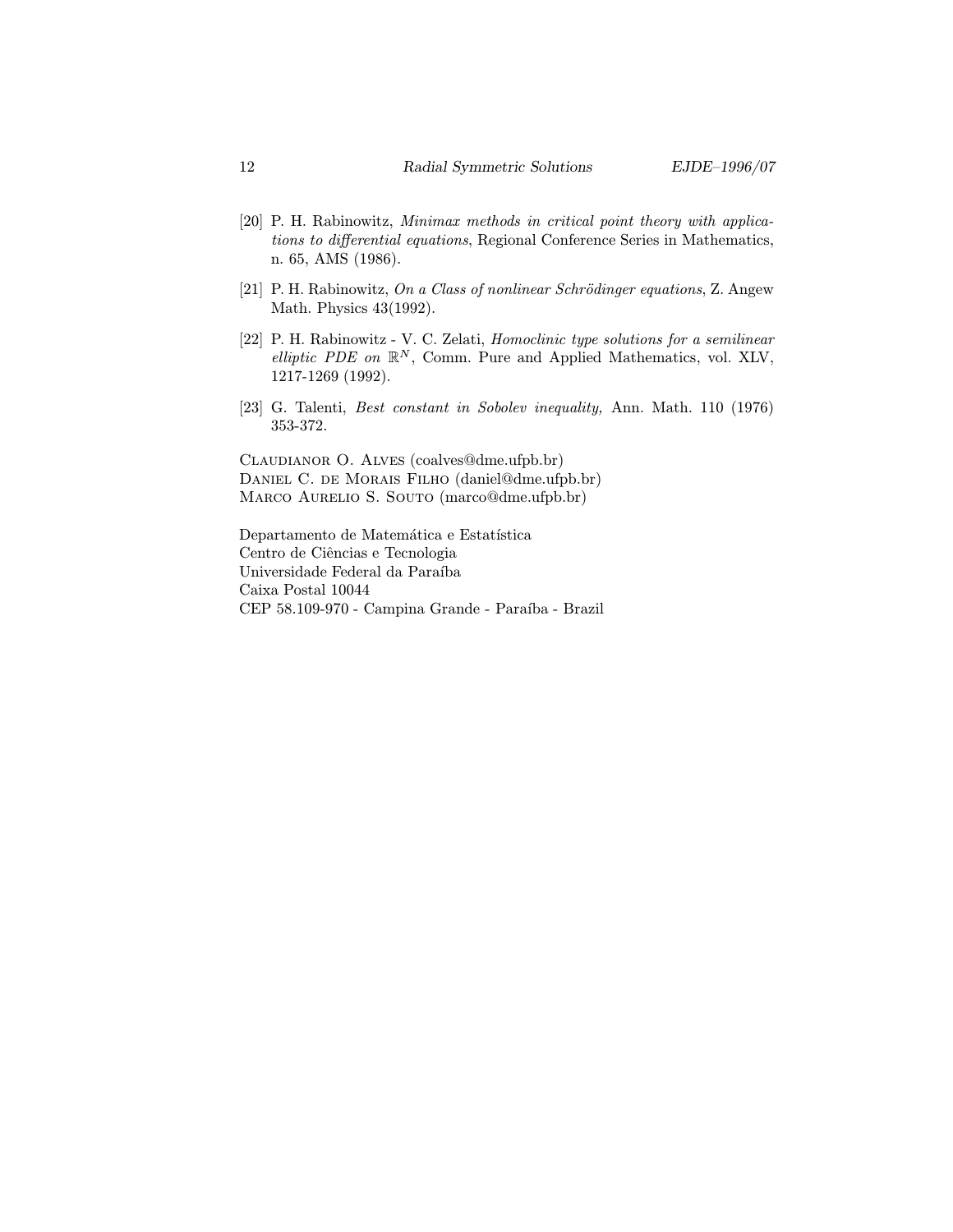[20] P. H. Rabinowitz, *Minimax methods in critical point theory with applications to differential equations*, Regional Conference Series in Mathematics, n. 65, AMS (1986).

[21] P. H. Rabinowitz, *On a Class of nonlinear Schrödinger equations*, Z. Angew Math. Physics 43(1992).

[22] P. H. Rabinowitz - V. C. Zelati, *Homoclinic type solutions for a semilinear elliptic PDE on* $\mathbb{R}^N$, Comm. Pure and Applied Mathematics, vol. XLV, 1217-1269 (1992).

[23] G. Talenti, *Best constant in Sobolev inequality,* Ann. Math. 110 (1976) 353-372.

Claudianor O. Alves (coalves@dme.ufpb.br)
Daniel C. de Morais Filho (daniel@dme.ufpb.br)
Marco Aurelio S. Souto (marco@dme.ufpb.br)

Departamento de Matemática e Estatística
Centro de Ciências e Tecnologia
Universidade Federal da Paraíba
Caixa Postal 10044
CEP 58.109-970 - Campina Grande - Paraíba - Brazil